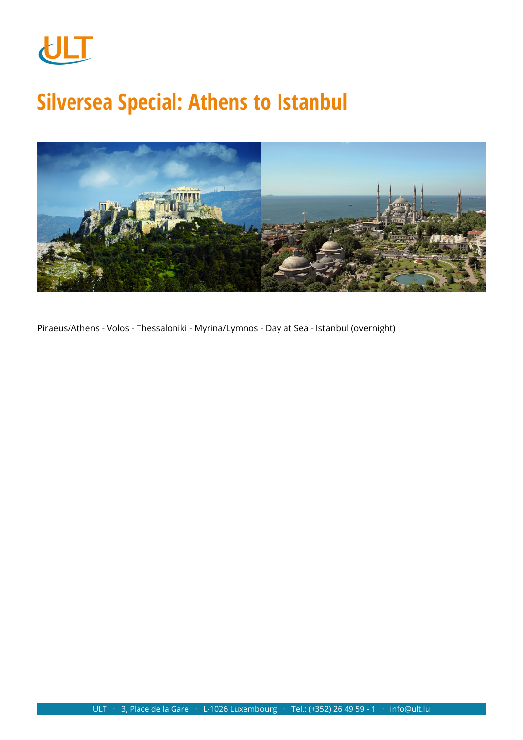# Silversea Special: Athens to Istanbul

Piraeus/Athens - Volos - Thessaloniki - Myrina/Lymnos - Day at Sea - Istanbul (overnight)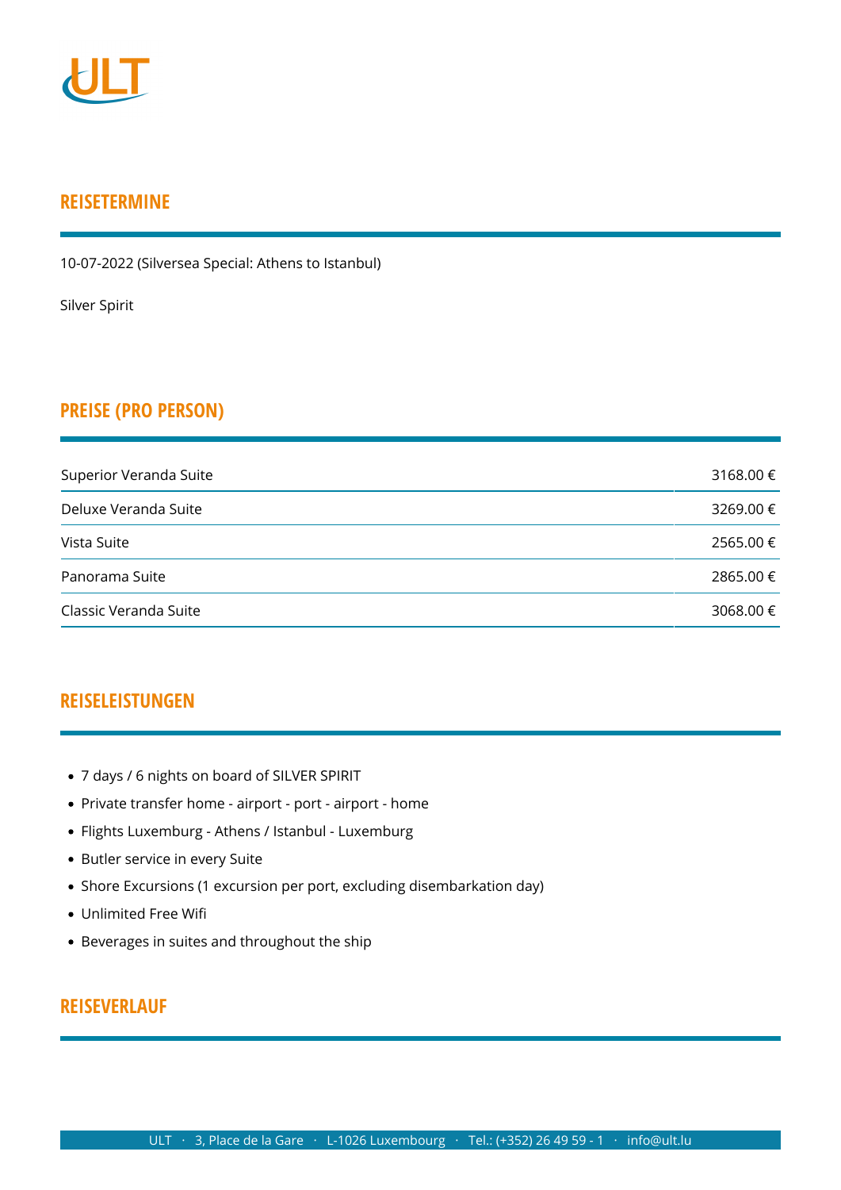## REISETERMINE

10-07-2022 (Silversea Special: Athens to Istanbul)

Silver Spirit

## PREISE (PRO PERSON)

| | |
|---|---|
| Superior Veranda Suite | 3168.00 € |
| Deluxe Veranda Suite | 3269.00 € |
| Vista Suite | 2565.00 € |
| Panorama Suite | 2865.00 € |
| Classic Veranda Suite | 3068.00 € |

## REISELEISTUNGEN

- 7 days / 6 nights on board of SILVER SPIRIT
- Private transfer home - airport - port - airport - home
- Flights Luxemburg - Athens / Istanbul - Luxemburg
- Butler service in every Suite
- Shore Excursions (1 excursion per port, excluding disembarkation day)
- Unlimited Free Wifi
- Beverages in suites and throughout the ship

## REISEVERLAUF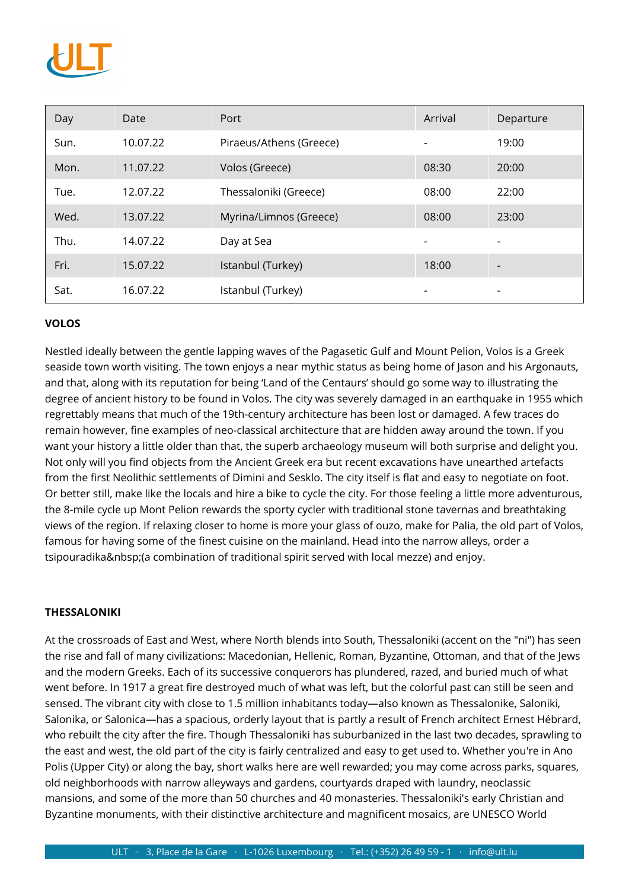| Day | Date | Port | Arrival | Departure |
| --- | --- | --- | --- | --- |
| Sun. | 10.07.22 | Piraeus/Athens (Greece) | - | 19:00 |
| Mon. | 11.07.22 | Volos (Greece) | 08:30 | 20:00 |
| Tue. | 12.07.22 | Thessaloniki (Greece) | 08:00 | 22:00 |
| Wed. | 13.07.22 | Myrina/Limnos (Greece) | 08:00 | 23:00 |
| Thu. | 14.07.22 | Day at Sea | - | - |
| Fri. | 15.07.22 | Istanbul (Turkey) | 18:00 | - |
| Sat. | 16.07.22 | Istanbul (Turkey) | - | - |

**VOLOS**

Nestled ideally between the gentle lapping waves of the Pagasetic Gulf and Mount Pelion, Volos is a Greek seaside town worth visiting. The town enjoys a near mythic status as being home of Jason and his Argonauts, and that, along with its reputation for being 'Land of the Centaurs' should go some way to illustrating the degree of ancient history to be found in Volos. The city was severely damaged in an earthquake in 1955 which regrettably means that much of the 19th-century architecture has been lost or damaged. A few traces do remain however, fine examples of neo-classical architecture that are hidden away around the town. If you want your history a little older than that, the superb archaeology museum will both surprise and delight you. Not only will you find objects from the Ancient Greek era but recent excavations have unearthed artefacts from the first Neolithic settlements of Dimini and Sesklo. The city itself is flat and easy to negotiate on foot. Or better still, make like the locals and hire a bike to cycle the city. For those feeling a little more adventurous, the 8-mile cycle up Mont Pelion rewards the sporty cycler with traditional stone tavernas and breathtaking views of the region. If relaxing closer to home is more your glass of ouzo, make for Palia, the old part of Volos, famous for having some of the finest cuisine on the mainland. Head into the narrow alleys, order a tsipouradika&nbsp;(a combination of traditional spirit served with local mezze) and enjoy.

**THESSALONIKI**

At the crossroads of East and West, where North blends into South, Thessaloniki (accent on the "ni") has seen the rise and fall of many civilizations: Macedonian, Hellenic, Roman, Byzantine, Ottoman, and that of the Jews and the modern Greeks. Each of its successive conquerors has plundered, razed, and buried much of what went before. In 1917 a great fire destroyed much of what was left, but the colorful past can still be seen and sensed. The vibrant city with close to 1.5 million inhabitants today—also known as Thessalonike, Saloniki, Salonika, or Salonica—has a spacious, orderly layout that is partly a result of French architect Ernest Hébrard, who rebuilt the city after the fire. Though Thessaloniki has suburbanized in the last two decades, sprawling to the east and west, the old part of the city is fairly centralized and easy to get used to. Whether you're in Ano Polis (Upper City) or along the bay, short walks here are well rewarded; you may come across parks, squares, old neighborhoods with narrow alleyways and gardens, courtyards draped with laundry, neoclassic mansions, and some of the more than 50 churches and 40 monasteries. Thessaloniki's early Christian and Byzantine monuments, with their distinctive architecture and magnificent mosaics, are UNESCO World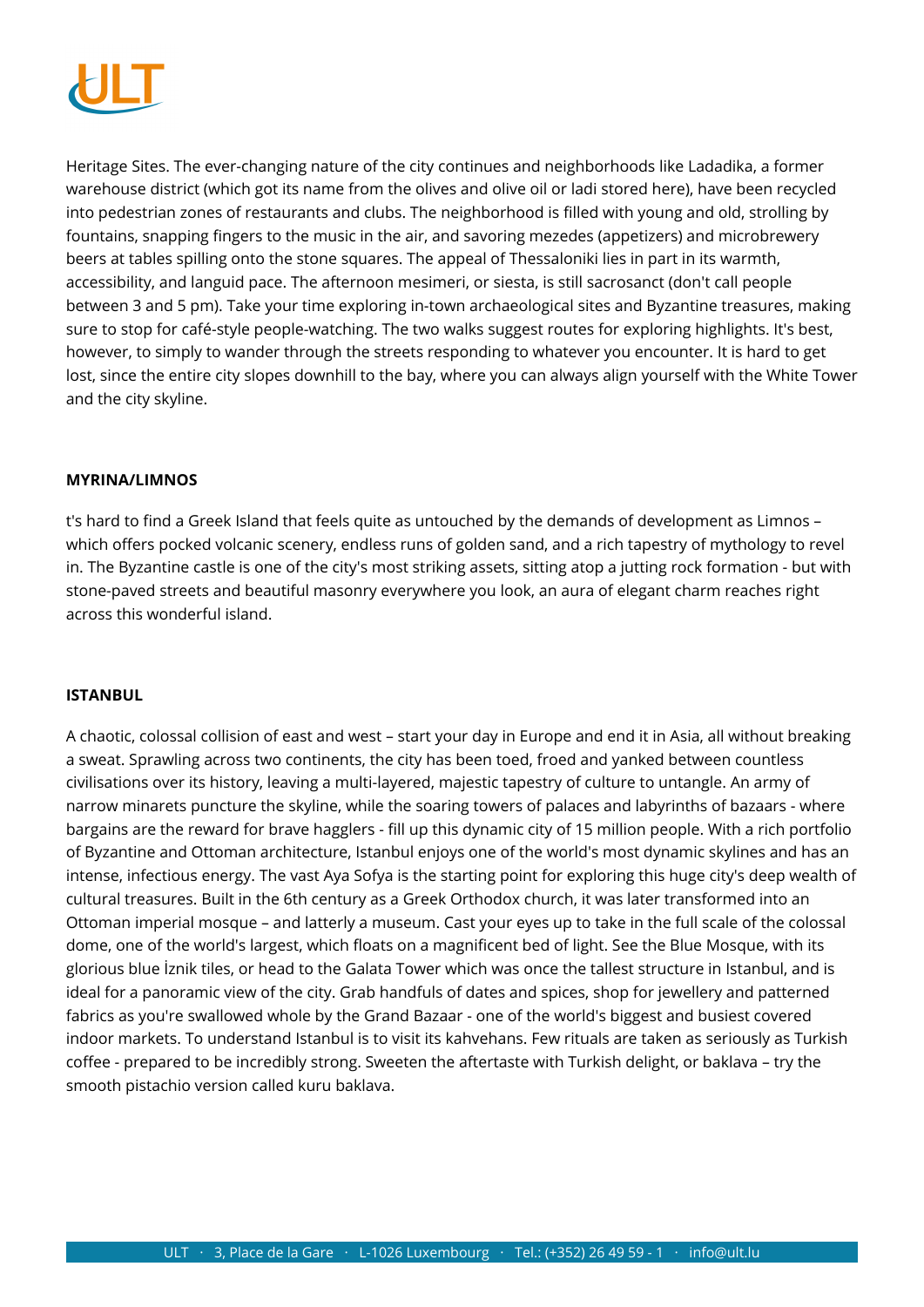Heritage Sites. The ever-changing nature of the city continues and neighborhoods like Ladadika, a former warehouse district (which got its name from the olives and olive oil or ladi stored here), have been recycled into pedestrian zones of restaurants and clubs. The neighborhood is filled with young and old, strolling by fountains, snapping fingers to the music in the air, and savoring mezedes (appetizers) and microbrewery beers at tables spilling onto the stone squares. The appeal of Thessaloniki lies in part in its warmth, accessibility, and languid pace. The afternoon mesimeri, or siesta, is still sacrosanct (don't call people between 3 and 5 pm). Take your time exploring in-town archaeological sites and Byzantine treasures, making sure to stop for café-style people-watching. The two walks suggest routes for exploring highlights. It's best, however, to simply to wander through the streets responding to whatever you encounter. It is hard to get lost, since the entire city slopes downhill to the bay, where you can always align yourself with the White Tower and the city skyline.

**MYRINA/LIMNOS**

t's hard to find a Greek Island that feels quite as untouched by the demands of development as Limnos – which offers pocked volcanic scenery, endless runs of golden sand, and a rich tapestry of mythology to revel in. The Byzantine castle is one of the city's most striking assets, sitting atop a jutting rock formation - but with stone-paved streets and beautiful masonry everywhere you look, an aura of elegant charm reaches right across this wonderful island.

**ISTANBUL**

A chaotic, colossal collision of east and west – start your day in Europe and end it in Asia, all without breaking a sweat. Sprawling across two continents, the city has been toed, froed and yanked between countless civilisations over its history, leaving a multi-layered, majestic tapestry of culture to untangle. An army of narrow minarets puncture the skyline, while the soaring towers of palaces and labyrinths of bazaars - where bargains are the reward for brave hagglers - fill up this dynamic city of 15 million people. With a rich portfolio of Byzantine and Ottoman architecture, Istanbul enjoys one of the world's most dynamic skylines and has an intense, infectious energy. The vast Aya Sofya is the starting point for exploring this huge city's deep wealth of cultural treasures. Built in the 6th century as a Greek Orthodox church, it was later transformed into an Ottoman imperial mosque – and latterly a museum. Cast your eyes up to take in the full scale of the colossal dome, one of the world's largest, which floats on a magnificent bed of light. See the Blue Mosque, with its glorious blue İznik tiles, or head to the Galata Tower which was once the tallest structure in Istanbul, and is ideal for a panoramic view of the city. Grab handfuls of dates and spices, shop for jewellery and patterned fabrics as you're swallowed whole by the Grand Bazaar - one of the world's biggest and busiest covered indoor markets. To understand Istanbul is to visit its kahvehans. Few rituals are taken as seriously as Turkish coffee - prepared to be incredibly strong. Sweeten the aftertaste with Turkish delight, or baklava – try the smooth pistachio version called kuru baklava.